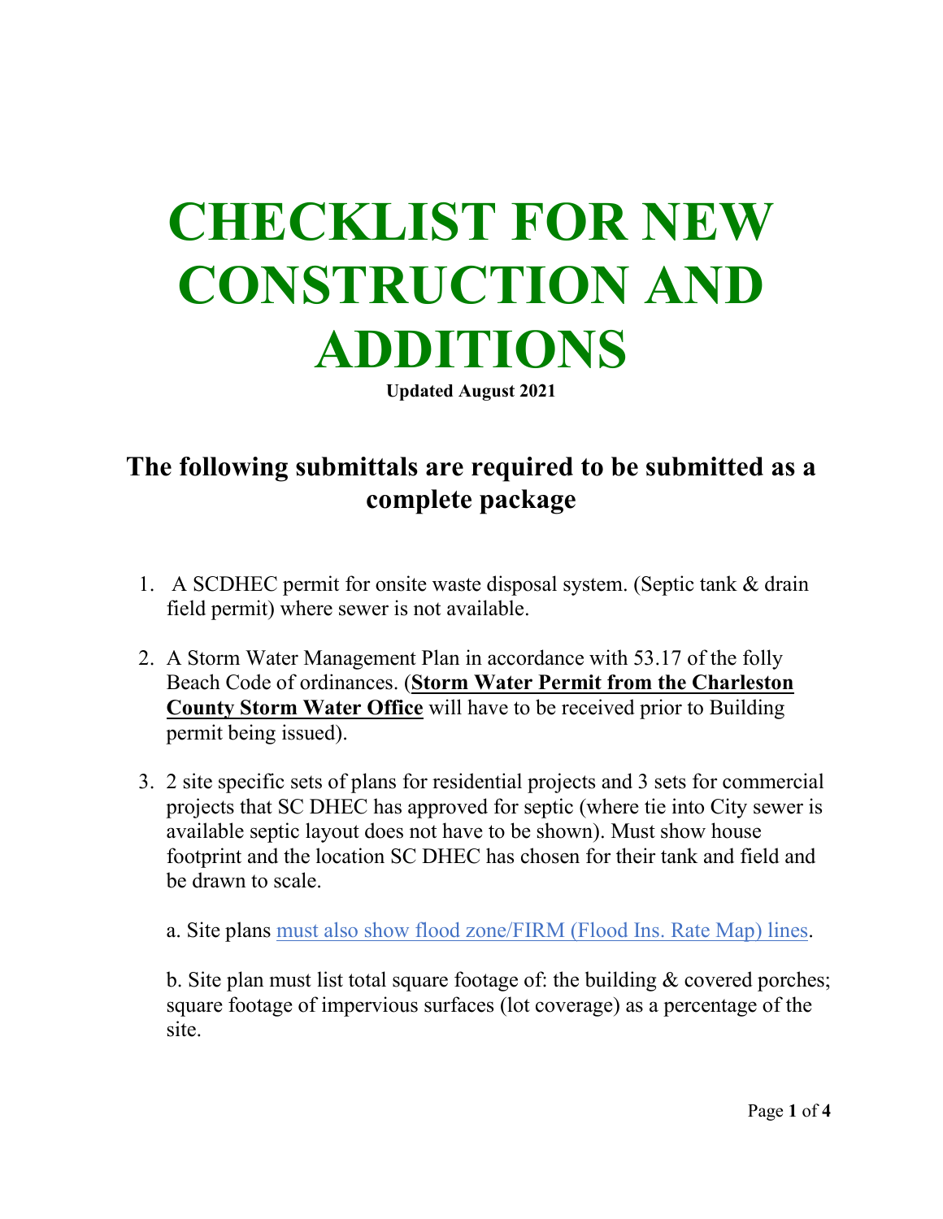# CHECKLIST FOR NEW CONSTRUCTION AND ADDITIONS

**Updated August 2021**

## The following submittals are required to be submitted as a complete package

1. A SCDHEC permit for onsite waste disposal system. (Septic tank & drain field permit) where sewer is not available.

2. A Storm Water Management Plan in accordance with 53.17 of the folly Beach Code of ordinances. (**Storm Water Permit from the Charleston County Storm Water Office** will have to be received prior to Building permit being issued).

3. 2 site specific sets of plans for residential projects and 3 sets for commercial projects that SC DHEC has approved for septic (where tie into City sewer is available septic layout does not have to be shown). Must show house footprint and the location SC DHEC has chosen for their tank and field and be drawn to scale.

   a. Site plans must also show flood zone/FIRM (Flood Ins. Rate Map) lines.

   b. Site plan must list total square footage of: the building & covered porches; square footage of impervious surfaces (lot coverage) as a percentage of the site.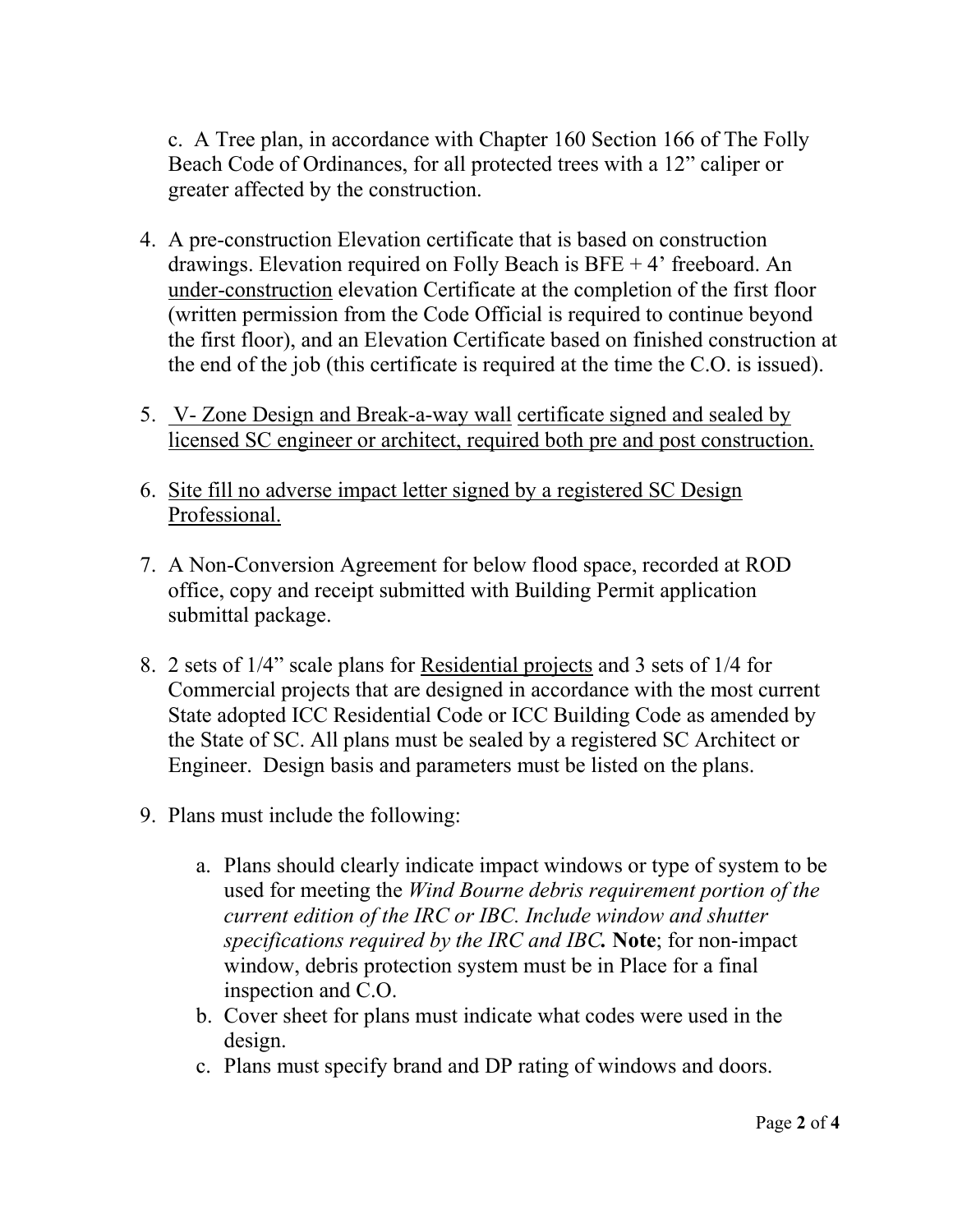c. A Tree plan, in accordance with Chapter 160 Section 166 of The Folly Beach Code of Ordinances, for all protected trees with a 12" caliper or greater affected by the construction.

4. A pre-construction Elevation certificate that is based on construction drawings. Elevation required on Folly Beach is BFE + 4' freeboard. An under-construction elevation Certificate at the completion of the first floor (written permission from the Code Official is required to continue beyond the first floor), and an Elevation Certificate based on finished construction at the end of the job (this certificate is required at the time the C.O. is issued).

5. V- Zone Design and Break-a-way wall certificate signed and sealed by licensed SC engineer or architect, required both pre and post construction.

6. Site fill no adverse impact letter signed by a registered SC Design Professional.

7. A Non-Conversion Agreement for below flood space, recorded at ROD office, copy and receipt submitted with Building Permit application submittal package.

8. 2 sets of 1/4" scale plans for Residential projects and 3 sets of 1/4 for Commercial projects that are designed in accordance with the most current State adopted ICC Residential Code or ICC Building Code as amended by the State of SC. All plans must be sealed by a registered SC Architect or Engineer. Design basis and parameters must be listed on the plans.

9. Plans must include the following:

    a. Plans should clearly indicate impact windows or type of system to be used for meeting the *Wind Bourne debris requirement portion of the current edition of the IRC or IBC. Include window and shutter specifications required by the IRC and IBC.* **Note**; for non-impact window, debris protection system must be in Place for a final inspection and C.O.
    b. Cover sheet for plans must indicate what codes were used in the design.
    c. Plans must specify brand and DP rating of windows and doors.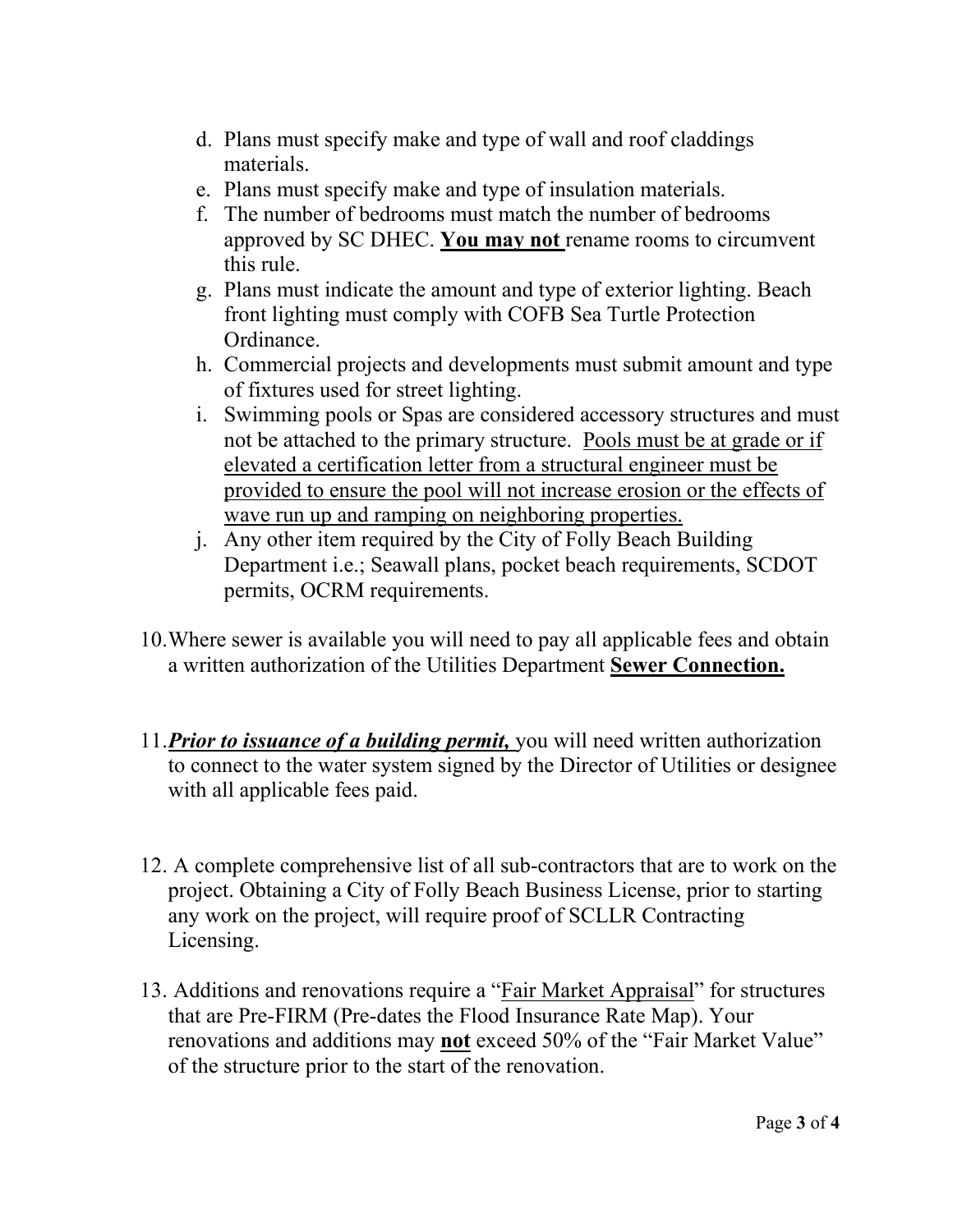d. Plans must specify make and type of wall and roof claddings materials.
e. Plans must specify make and type of insulation materials.
f. The number of bedrooms must match the number of bedrooms approved by SC DHEC. **<u>You may not</u>** rename rooms to circumvent this rule.
g. Plans must indicate the amount and type of exterior lighting. Beach front lighting must comply with COFB Sea Turtle Protection Ordinance.
h. Commercial projects and developments must submit amount and type of fixtures used for street lighting.
i. Swimming pools or Spas are considered accessory structures and must not be attached to the primary structure. <u>Pools must be at grade or if elevated a certification letter from a structural engineer must be provided to ensure the pool will not increase erosion or the effects of wave run up and ramping on neighboring properties.</u>
j. Any other item required by the City of Folly Beach Building Department i.e.; Seawall plans, pocket beach requirements, SCDOT permits, OCRM requirements.

10. Where sewer is available you will need to pay all applicable fees and obtain a written authorization of the Utilities Department **<u>Sewer Connection.</u>**

11. ***<u>Prior to issuance of a building permit,</u>*** you will need written authorization to connect to the water system signed by the Director of Utilities or designee with all applicable fees paid.

12. A complete comprehensive list of all sub-contractors that are to work on the project. Obtaining a City of Folly Beach Business License, prior to starting any work on the project, will require proof of SCLLR Contracting Licensing.

13. Additions and renovations require a "<u>Fair Market Appraisal</u>" for structures that are Pre-FIRM (Pre-dates the Flood Insurance Rate Map). Your renovations and additions may **<u>not</u>** exceed 50% of the "Fair Market Value" of the structure prior to the start of the renovation.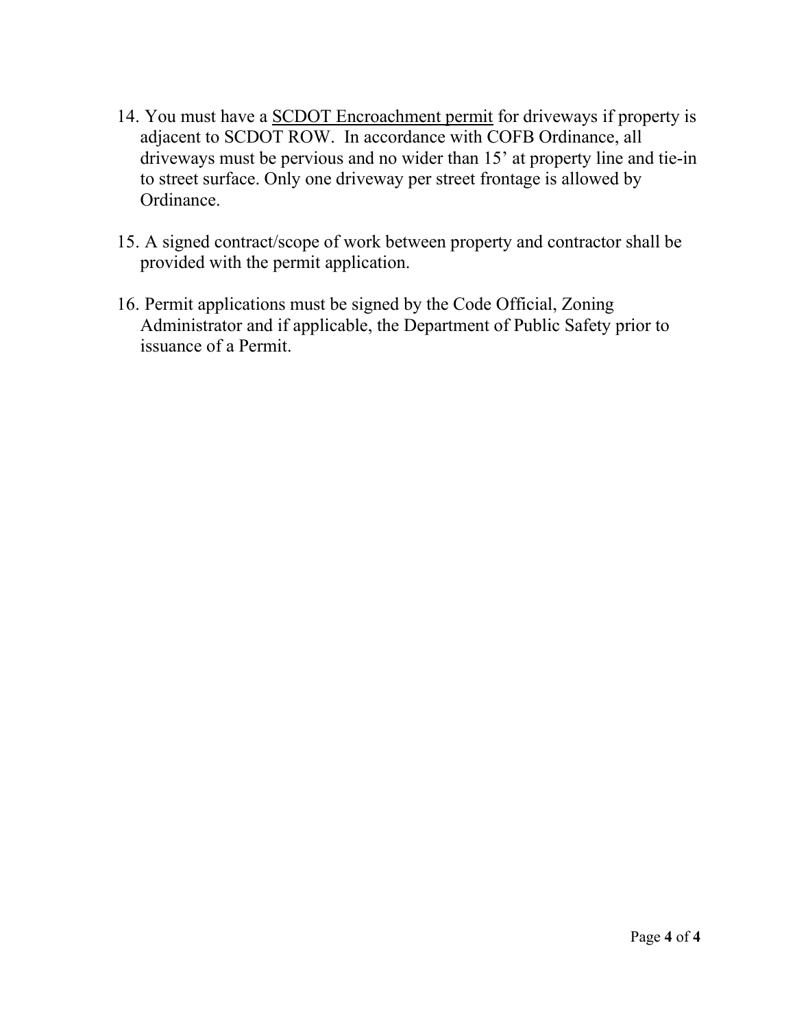14. You must have a SCDOT Encroachment permit for driveways if property is adjacent to SCDOT ROW. In accordance with COFB Ordinance, all driveways must be pervious and no wider than 15' at property line and tie-in to street surface. Only one driveway per street frontage is allowed by Ordinance.

15. A signed contract/scope of work between property and contractor shall be provided with the permit application.

16. Permit applications must be signed by the Code Official, Zoning Administrator and if applicable, the Department of Public Safety prior to issuance of a Permit.